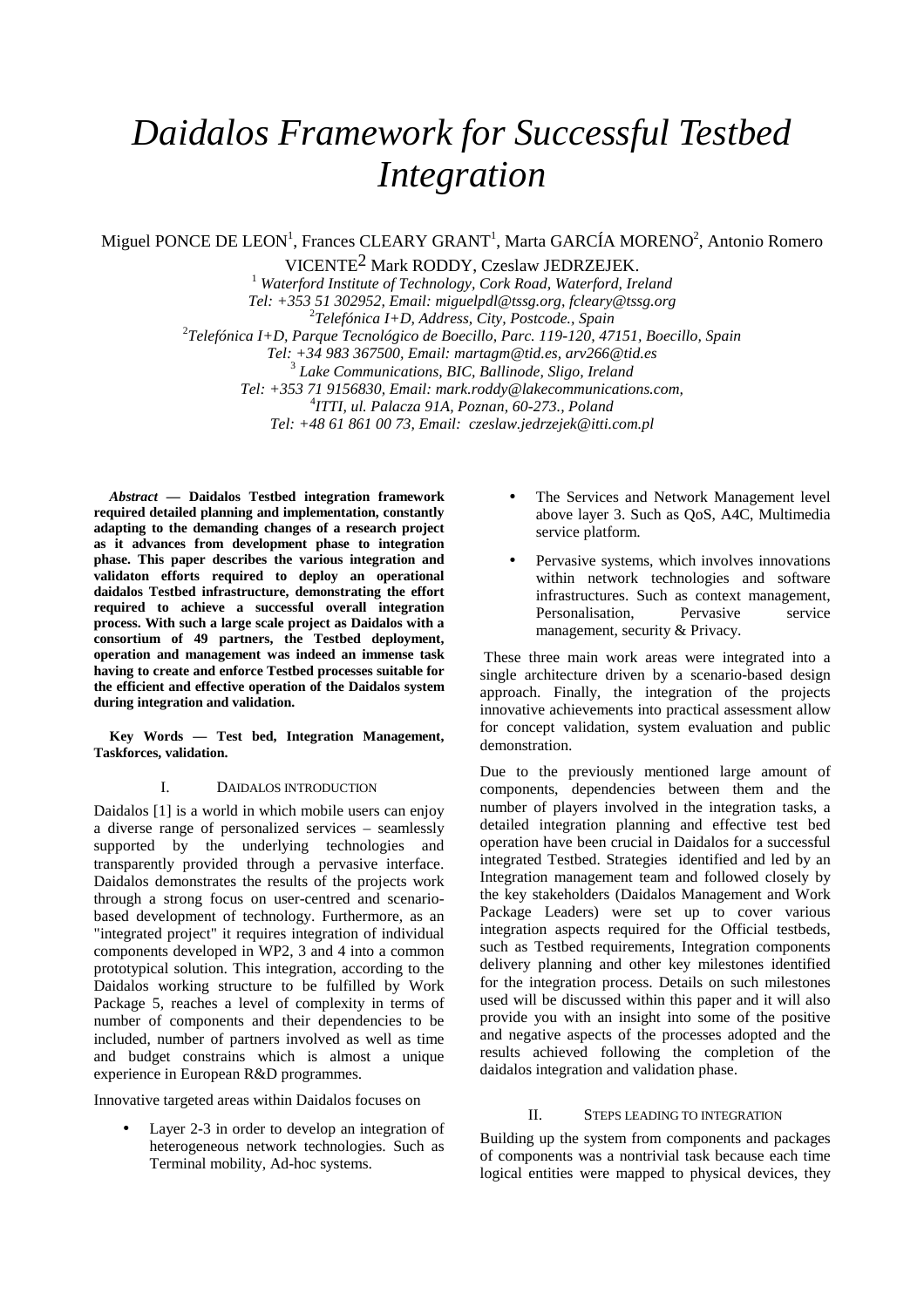# *Daidalos Framework for Successful Testbed Integration*

Miguel PONCE DE LEON[1], Frances CLEARY GRANT[1], Marta GARCÍA MORENO[2], Antonio Romero VICENTE[2] Mark RODDY, Czeslaw JEDRZEJEK.

[1] *Waterford Institute of Technology, Cork Road, Waterford, Ireland*
*Tel: +353 51 302952, Email: miguelpdl@tssg.org, fcleary@tssg.org*
[2]*Telefónica I+D, Address, City, Postcode., Spain*
[2]*Telefónica I+D, Parque Tecnológico de Boecillo, Parc. 119-120, 47151, Boecillo, Spain*
*Tel: +34 983 367500, Email: martagm@tid.es, arv266@tid.es*
[3] *Lake Communications, BIC, Ballinode, Sligo, Ireland*
*Tel: +353 71 9156830, Email: mark.roddy@lakecommunications.com,*
[4]*ITTI, ul. Palacza 91A, Poznan, 60-273., Poland*
*Tel: +48 61 861 00 73, Email: czeslaw.jedrzejek@itti.com.pl*

***Abstract* — Daidalos Testbed integration framework required detailed planning and implementation, constantly adapting to the demanding changes of a research project as it advances from development phase to integration phase. This paper describes the various integration and validaton efforts required to deploy an operational daidalos Testbed infrastructure, demonstrating the effort required to achieve a successful overall integration process. With such a large scale project as Daidalos with a consortium of 49 partners, the Testbed deployment, operation and management was indeed an immense task having to create and enforce Testbed processes suitable for the efficient and effective operation of the Daidalos system during integration and validation.**

**Key Words — Test bed, Integration Management, Taskforces, validation.**

## I. Daidalos introduction

Daidalos [1] is a world in which mobile users can enjoy a diverse range of personalized services – seamlessly supported by the underlying technologies and transparently provided through a pervasive interface. Daidalos demonstrates the results of the projects work through a strong focus on user-centred and scenario-based development of technology. Furthermore, as an "integrated project" it requires integration of individual components developed in WP2, 3 and 4 into a common prototypical solution. This integration, according to the Daidalos working structure to be fulfilled by Work Package 5, reaches a level of complexity in terms of number of components and their dependencies to be included, number of partners involved as well as time and budget constrains which is almost a unique experience in European R&D programmes.

Innovative targeted areas within Daidalos focuses on

- Layer 2-3 in order to develop an integration of heterogeneous network technologies. Such as Terminal mobility, Ad-hoc systems.
- The Services and Network Management level above layer 3. Such as QoS, A4C, Multimedia service platform.
- Pervasive systems, which involves innovations within network technologies and software infrastructures. Such as context management, Personalisation, Pervasive service management, security & Privacy.

These three main work areas were integrated into a single architecture driven by a scenario-based design approach. Finally, the integration of the projects innovative achievements into practical assessment allow for concept validation, system evaluation and public demonstration.

Due to the previously mentioned large amount of components, dependencies between them and the number of players involved in the integration tasks, a detailed integration planning and effective test bed operation have been crucial in Daidalos for a successful integrated Testbed. Strategies identified and led by an Integration management team and followed closely by the key stakeholders (Daidalos Management and Work Package Leaders) were set up to cover various integration aspects required for the Official testbeds, such as Testbed requirements, Integration components delivery planning and other key milestones identified for the integration process. Details on such milestones used will be discussed within this paper and it will also provide you with an insight into some of the positive and negative aspects of the processes adopted and the results achieved following the completion of the daidalos integration and validation phase.

## II. Steps leading to integration

Building up the system from components and packages of components was a nontrivial task because each time logical entities were mapped to physical devices, they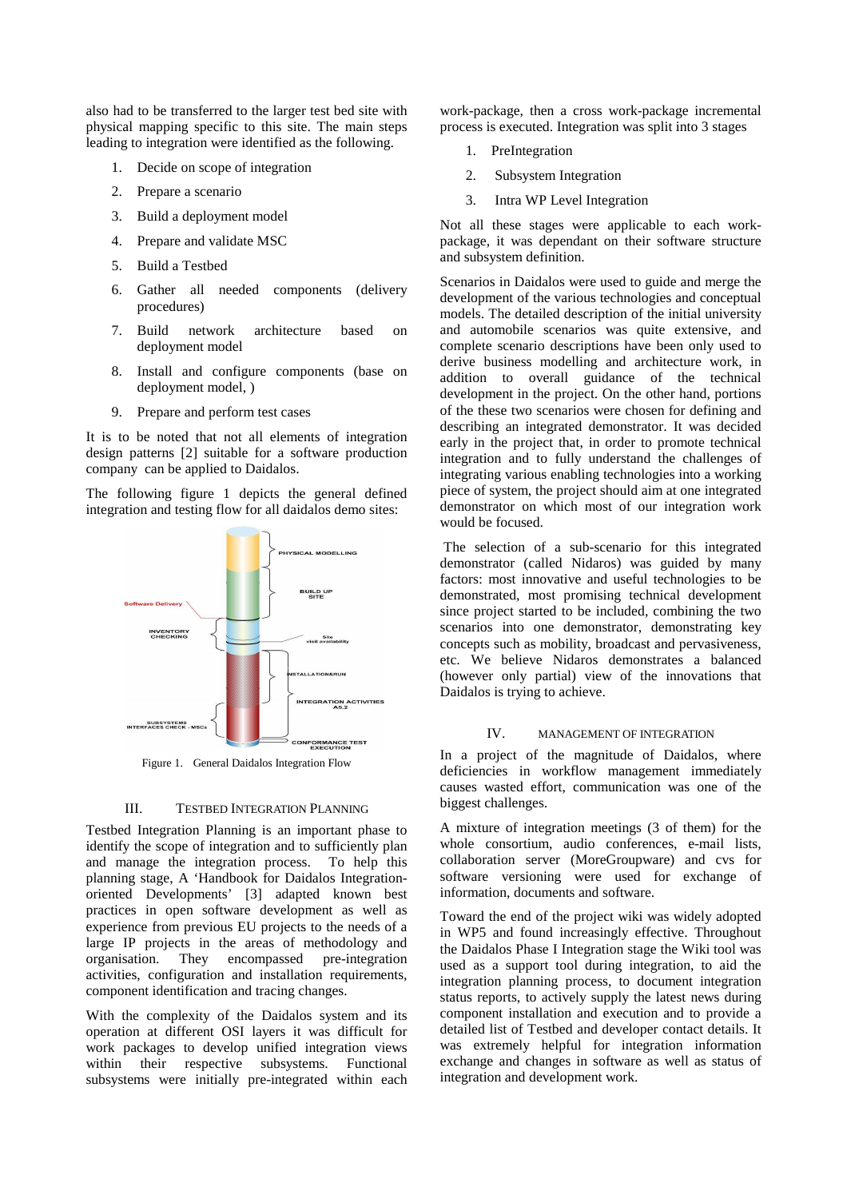also had to be transferred to the larger test bed site with physical mapping specific to this site. The main steps leading to integration were identified as the following.

1. Decide on scope of integration
2. Prepare a scenario
3. Build a deployment model
4. Prepare and validate MSC
5. Build a Testbed
6. Gather all needed components (delivery procedures)
7. Build network architecture based on deployment model
8. Install and configure components (base on deployment model, )
9. Prepare and perform test cases

It is to be noted that not all elements of integration design patterns [2] suitable for a software production company can be applied to Daidalos.

The following figure 1 depicts the general defined integration and testing flow for all daidalos demo sites:

Figure 1. General Daidalos Integration Flow

## III. TESTBED INTEGRATION PLANNING

Testbed Integration Planning is an important phase to identify the scope of integration and to sufficiently plan and manage the integration process. To help this planning stage, A 'Handbook for Daidalos Integration-oriented Developments' [3] adapted known best practices in open software development as well as experience from previous EU projects to the needs of a large IP projects in the areas of methodology and organisation. They encompassed pre-integration activities, configuration and installation requirements, component identification and tracing changes.

With the complexity of the Daidalos system and its operation at different OSI layers it was difficult for work packages to develop unified integration views within their respective subsystems. Functional subsystems were initially pre-integrated within each work-package, then a cross work-package incremental process is executed. Integration was split into 3 stages

1. PreIntegration
2. Subsystem Integration
3. Intra WP Level Integration

Not all these stages were applicable to each work-package, it was dependant on their software structure and subsystem definition.

Scenarios in Daidalos were used to guide and merge the development of the various technologies and conceptual models. The detailed description of the initial university and automobile scenarios was quite extensive, and complete scenario descriptions have been only used to derive business modelling and architecture work, in addition to overall guidance of the technical development in the project. On the other hand, portions of the these two scenarios were chosen for defining and describing an integrated demonstrator. It was decided early in the project that, in order to promote technical integration and to fully understand the challenges of integrating various enabling technologies into a working piece of system, the project should aim at one integrated demonstrator on which most of our integration work would be focused.

The selection of a sub-scenario for this integrated demonstrator (called Nidaros) was guided by many factors: most innovative and useful technologies to be demonstrated, most promising technical development since project started to be included, combining the two scenarios into one demonstrator, demonstrating key concepts such as mobility, broadcast and pervasiveness, etc. We believe Nidaros demonstrates a balanced (however only partial) view of the innovations that Daidalos is trying to achieve.

## IV. MANAGEMENT OF INTEGRATION

In a project of the magnitude of Daidalos, where deficiencies in workflow management immediately causes wasted effort, communication was one of the biggest challenges.

A mixture of integration meetings (3 of them) for the whole consortium, audio conferences, e-mail lists, collaboration server (MoreGroupware) and cvs for software versioning were used for exchange of information, documents and software.

Toward the end of the project wiki was widely adopted in WP5 and found increasingly effective. Throughout the Daidalos Phase I Integration stage the Wiki tool was used as a support tool during integration, to aid the integration planning process, to document integration status reports, to actively supply the latest news during component installation and execution and to provide a detailed list of Testbed and developer contact details. It was extremely helpful for integration information exchange and changes in software as well as status of integration and development work.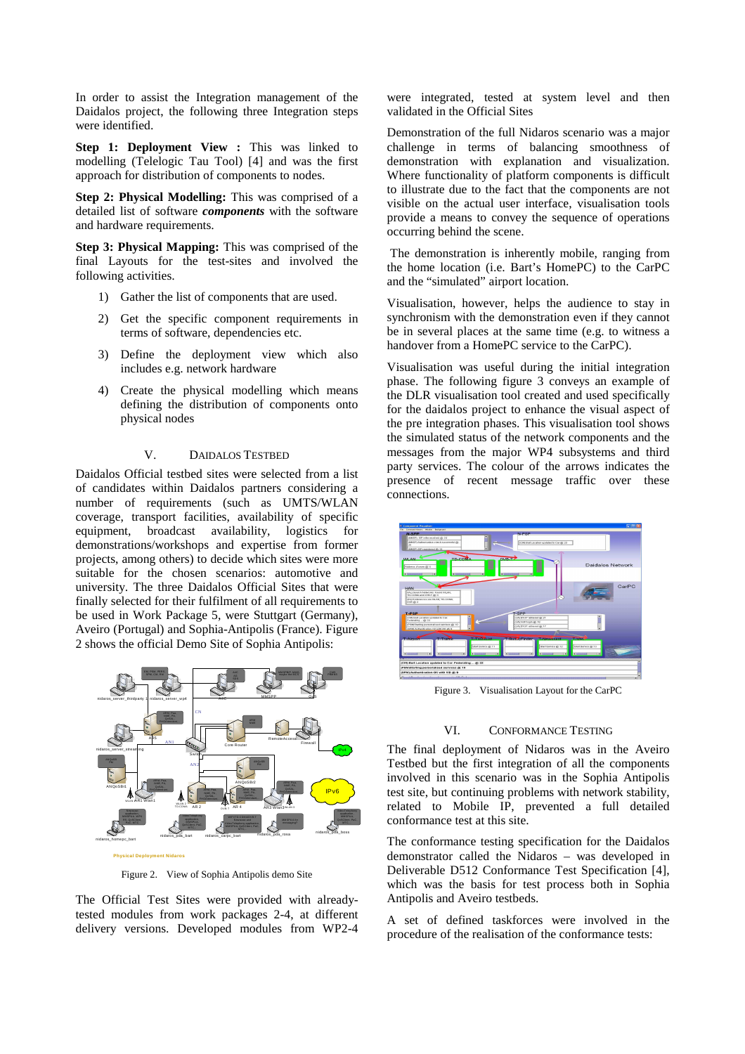In order to assist the Integration management of the Daidalos project, the following three Integration steps were identified.

**Step 1: Deployment View :** This was linked to modelling (Telelogic Tau Tool) [4] and was the first approach for distribution of components to nodes.

**Step 2: Physical Modelling:** This was comprised of a detailed list of software ***components*** with the software and hardware requirements.

**Step 3: Physical Mapping:** This was comprised of the final Layouts for the test-sites and involved the following activities.

1) Gather the list of components that are used.
2) Get the specific component requirements in terms of software, dependencies etc.
3) Define the deployment view which also includes e.g. network hardware
4) Create the physical modelling which means defining the distribution of components onto physical nodes

## V. Daidalos Testbed

Daidalos Official testbed sites were selected from a list of candidates within Daidalos partners considering a number of requirements (such as UMTS/WLAN coverage, transport facilities, availability of specific equipment, broadcast availability, logistics for demonstrations/workshops and expertise from former projects, among others) to decide which sites were more suitable for the chosen scenarios: automotive and university. The three Daidalos Official Sites that were finally selected for their fulfilment of all requirements to be used in Work Package 5, were Stuttgart (Germany), Aveiro (Portugal) and Sophia-Antipolis (France). Figure 2 shows the official Demo Site of Sophia Antipolis:

Figure 2. View of Sophia Antipolis demo Site

The Official Test Sites were provided with already-tested modules from work packages 2-4, at different delivery versions. Developed modules from WP2-4 were integrated, tested at system level and then validated in the Official Sites

Demonstration of the full Nidaros scenario was a major challenge in terms of balancing smoothness of demonstration with explanation and visualization. Where functionality of platform components is difficult to illustrate due to the fact that the components are not visible on the actual user interface, visualisation tools provide a means to convey the sequence of operations occurring behind the scene.

The demonstration is inherently mobile, ranging from the home location (i.e. Bart's HomePC) to the CarPC and the "simulated" airport location.

Visualisation, however, helps the audience to stay in synchronism with the demonstration even if they cannot be in several places at the same time (e.g. to witness a handover from a HomePC service to the CarPC).

Visualisation was useful during the initial integration phase. The following figure 3 conveys an example of the DLR visualisation tool created and used specifically for the daidalos project to enhance the visual aspect of the pre integration phases. This visualisation tool shows the simulated status of the network components and the messages from the major WP4 subsystems and third party services. The colour of the arrows indicates the presence of recent message traffic over these connections.

Figure 3. Visualisation Layout for the CarPC

## VI. Conformance Testing

The final deployment of Nidaros was in the Aveiro Testbed but the first integration of all the components involved in this scenario was in the Sophia Antipolis test site, but continuing problems with network stability, related to Mobile IP, prevented a full detailed conformance test at this site.

The conformance testing specification for the Daidalos demonstrator called the Nidaros – was developed in Deliverable D512 Conformance Test Specification [4], which was the basis for test process both in Sophia Antipolis and Aveiro testbeds.

A set of defined taskforces were involved in the procedure of the realisation of the conformance tests: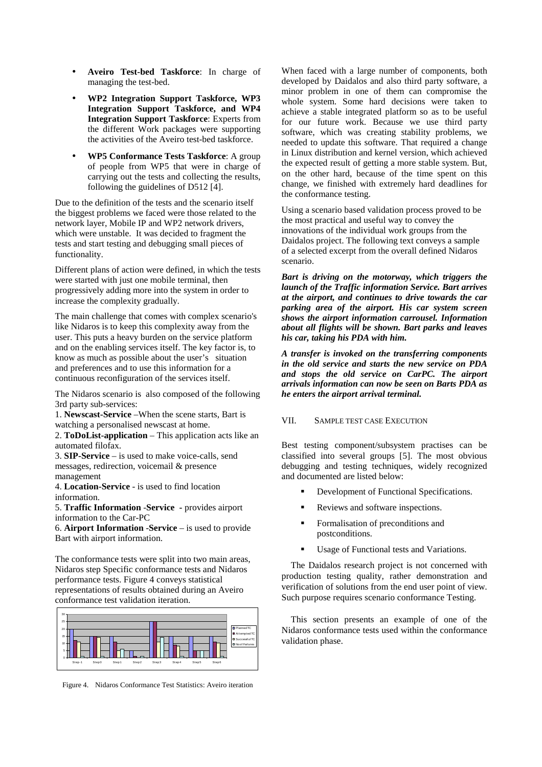- **Aveiro Test-bed Taskforce**: In charge of managing the test-bed.
- **WP2 Integration Support Taskforce, WP3 Integration Support Taskforce, and WP4 Integration Support Taskforce**: Experts from the different Work packages were supporting the activities of the Aveiro test-bed taskforce.
- **WP5 Conformance Tests Taskforce**: A group of people from WP5 that were in charge of carrying out the tests and collecting the results, following the guidelines of D512 [4].

Due to the definition of the tests and the scenario itself the biggest problems we faced were those related to the network layer, Mobile IP and WP2 network drivers, which were unstable. It was decided to fragment the tests and start testing and debugging small pieces of functionality.

Different plans of action were defined, in which the tests were started with just one mobile terminal, then progressively adding more into the system in order to increase the complexity gradually.

The main challenge that comes with complex scenario's like Nidaros is to keep this complexity away from the user. This puts a heavy burden on the service platform and on the enabling services itself. The key factor is, to know as much as possible about the user's situation and preferences and to use this information for a continuous reconfiguration of the services itself.

The Nidaros scenario is also composed of the following 3rd party sub-services:

1. **Newscast-Service** –When the scene starts, Bart is watching a personalised newscast at home.
2. **ToDoList-application** – This application acts like an automated filofax.
3. **SIP-Service** – is used to make voice-calls, send messages, redirection, voicemail & presence management
4. **Location-Service** - is used to find location information.
5. **Traffic Information -Service -** provides airport information to the Car-PC
6. **Airport Information -Service** – is used to provide Bart with airport information.

The conformance tests were split into two main areas, Nidaros step Specific conformance tests and Nidaros performance tests. Figure 4 conveys statistical representations of results obtained during an Aveiro conformance test validation iteration.

Figure 4. Nidaros Conformance Test Statistics: Aveiro iteration

When faced with a large number of components, both developed by Daidalos and also third party software, a minor problem in one of them can compromise the whole system. Some hard decisions were taken to achieve a stable integrated platform so as to be useful for our future work. Because we use third party software, which was creating stability problems, we needed to update this software. That required a change in Linux distribution and kernel version, which achieved the expected result of getting a more stable system. But, on the other hard, because of the time spent on this change, we finished with extremely hard deadlines for the conformance testing.

Using a scenario based validation process proved to be the most practical and useful way to convey the innovations of the individual work groups from the Daidalos project. The following text conveys a sample of a selected excerpt from the overall defined Nidaros scenario.

***Bart is driving on the motorway, which triggers the launch of the Traffic information Service. Bart arrives at the airport, and continues to drive towards the car parking area of the airport. His car system screen shows the airport information carrousel. Information about all flights will be shown. Bart parks and leaves his car, taking his PDA with him.***

***A transfer is invoked on the transferring components in the old service and starts the new service on PDA and stops the old service on CarPC. The airport arrivals information can now be seen on Barts PDA as he enters the airport arrival terminal.***

## VII. SAMPLE TEST CASE EXECUTION

Best testing component/subsystem practises can be classified into several groups [5]. The most obvious debugging and testing techniques, widely recognized and documented are listed below:

- Development of Functional Specifications.
- Reviews and software inspections.
- Formalisation of preconditions and postconditions.
- Usage of Functional tests and Variations.

The Daidalos research project is not concerned with production testing quality, rather demonstration and verification of solutions from the end user point of view. Such purpose requires scenario conformance Testing.

This section presents an example of one of the Nidaros conformance tests used within the conformance validation phase.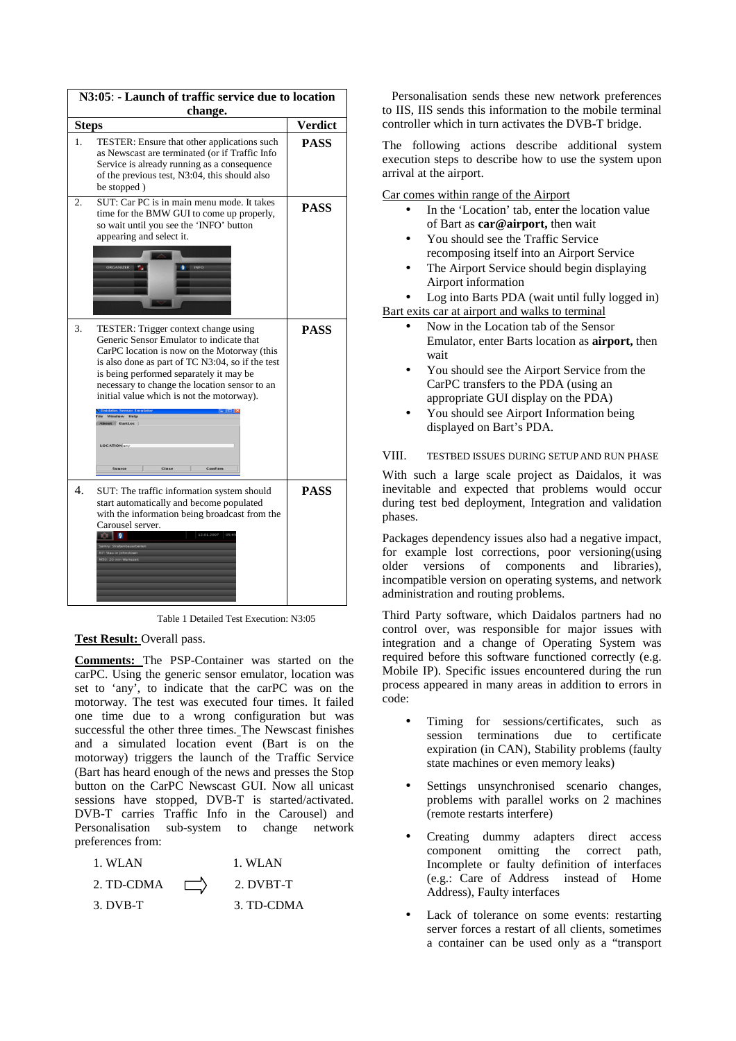| N3:05: - Launch of traffic service due to location change. | |
|---|---|
| **Steps** | **Verdict** |
| 1. TESTER: Ensure that other applications such as Newscast are terminated (or if Traffic Info Service is already running as a consequence of the previous test, N3:04, this should also be stopped ) | **PASS** |
| 2. SUT: Car PC is in main menu mode. It takes time for the BMW GUI to come up properly, so wait until you see the 'INFO' button appearing and select it. | **PASS** |
| 3. TESTER: Trigger context change using Generic Sensor Emulator to indicate that CarPC location is now on the Motorway (this is also done as part of TC N3:04, so if the test is being performed separately it may be necessary to change the location sensor to an initial value which is not the motorway). | **PASS** |
| 4. SUT: The traffic information system should start automatically and become populated with the information being broadcast from the Carousel server. | **PASS** |

Table 1 Detailed Test Execution: N3:05

**Test Result:** Overall pass.

**Comments:** The PSP-Container was started on the carPC. Using the generic sensor emulator, location was set to 'any', to indicate that the carPC was on the motorway. The test was executed four times. It failed one time due to a wrong configuration but was successful the other three times. The Newscast finishes and a simulated location event (Bart is on the motorway) triggers the launch of the Traffic Service (Bart has heard enough of the news and presses the Stop button on the CarPC Newscast GUI. Now all unicast sessions have stopped, DVB-T is started/activated. DVB-T carries Traffic Info in the Carousel) and Personalisation sub-system to change network preferences from:

| | | |
|---|---|---|
| 1. WLAN | | 1. WLAN |
| 2. TD-CDMA | ⇨ | 2. DVBT-T |
| 3. DVB-T | | 3. TD-CDMA |

Personalisation sends these new network preferences to IIS, IIS sends this information to the mobile terminal controller which in turn activates the DVB-T bridge.

The following actions describe additional system execution steps to describe how to use the system upon arrival at the airport.

Car comes within range of the Airport

- In the 'Location' tab, enter the location value of Bart as **car@airport,** then wait
- You should see the Traffic Service recomposing itself into an Airport Service
- The Airport Service should begin displaying Airport information
- Log into Barts PDA (wait until fully logged in)

Bart exits car at airport and walks to terminal

- Now in the Location tab of the Sensor Emulator, enter Barts location as **airport,** then wait
- You should see the Airport Service from the CarPC transfers to the PDA (using an appropriate GUI display on the PDA)
- You should see Airport Information being displayed on Bart's PDA.

## VIII. Testbed Issues During Setup and Run Phase

With such a large scale project as Daidalos, it was inevitable and expected that problems would occur during test bed deployment, Integration and validation phases.

Packages dependency issues also had a negative impact, for example lost corrections, poor versioning(using older versions of components and libraries), incompatible version on operating systems, and network administration and routing problems.

Third Party software, which Daidalos partners had no control over, was responsible for major issues with integration and a change of Operating System was required before this software functioned correctly (e.g. Mobile IP). Specific issues encountered during the run process appeared in many areas in addition to errors in code:

- Timing for sessions/certificates, such as session terminations due to certificate expiration (in CAN), Stability problems (faulty state machines or even memory leaks)
- Settings unsynchronised scenario changes, problems with parallel works on 2 machines (remote restarts interfere)
- Creating dummy adapters direct access component omitting the correct path, Incomplete or faulty definition of interfaces (e.g.: Care of Address instead of Home Address), Faulty interfaces
- Lack of tolerance on some events: restarting server forces a restart of all clients, sometimes a container can be used only as a "transport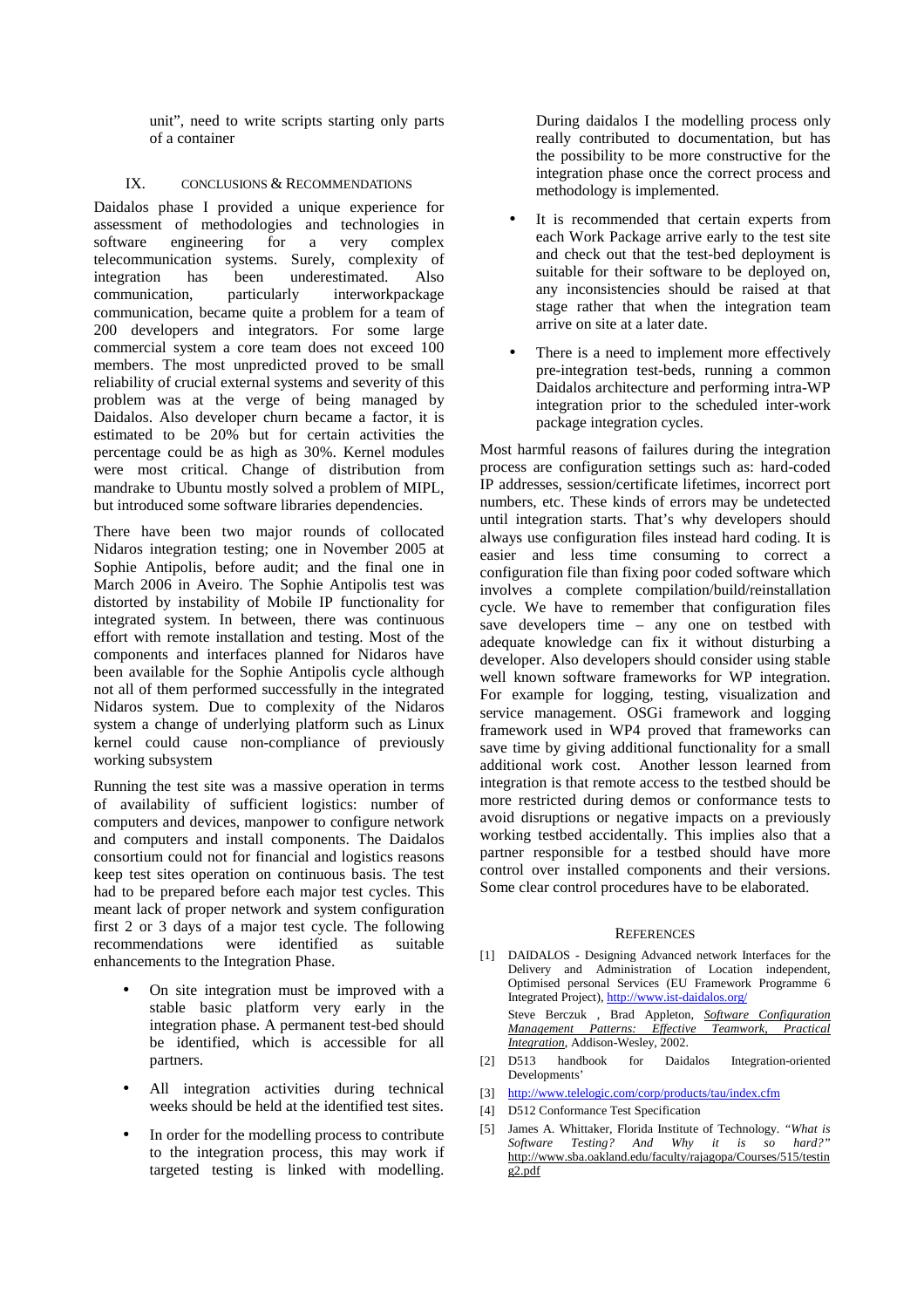unit", need to write scripts starting only parts of a container

## IX. Conclusions & Recommendations

Daidalos phase I provided a unique experience for assessment of methodologies and technologies in software engineering for a very complex telecommunication systems. Surely, complexity of integration has been underestimated. Also communication, particularly interworkpackage communication, became quite a problem for a team of 200 developers and integrators. For some large commercial system a core team does not exceed 100 members. The most unpredicted proved to be small reliability of crucial external systems and severity of this problem was at the verge of being managed by Daidalos. Also developer churn became a factor, it is estimated to be 20% but for certain activities the percentage could be as high as 30%. Kernel modules were most critical. Change of distribution from mandrake to Ubuntu mostly solved a problem of MIPL, but introduced some software libraries dependencies.

There have been two major rounds of collocated Nidaros integration testing; one in November 2005 at Sophie Antipolis, before audit; and the final one in March 2006 in Aveiro. The Sophie Antipolis test was distorted by instability of Mobile IP functionality for integrated system. In between, there was continuous effort with remote installation and testing. Most of the components and interfaces planned for Nidaros have been available for the Sophie Antipolis cycle although not all of them performed successfully in the integrated Nidaros system. Due to complexity of the Nidaros system a change of underlying platform such as Linux kernel could cause non-compliance of previously working subsystem

Running the test site was a massive operation in terms of availability of sufficient logistics: number of computers and devices, manpower to configure network and computers and install components. The Daidalos consortium could not for financial and logistics reasons keep test sites operation on continuous basis. The test had to be prepared before each major test cycles. This meant lack of proper network and system configuration first 2 or 3 days of a major test cycle. The following recommendations were identified as suitable enhancements to the Integration Phase.

- On site integration must be improved with a stable basic platform very early in the integration phase. A permanent test-bed should be identified, which is accessible for all partners.
- All integration activities during technical weeks should be held at the identified test sites.
- In order for the modelling process to contribute to the integration process, this may work if targeted testing is linked with modelling. During daidalos I the modelling process only really contributed to documentation, but has the possibility to be more constructive for the integration phase once the correct process and methodology is implemented.
- It is recommended that certain experts from each Work Package arrive early to the test site and check out that the test-bed deployment is suitable for their software to be deployed on, any inconsistencies should be raised at that stage rather that when the integration team arrive on site at a later date.
- There is a need to implement more effectively pre-integration test-beds, running a common Daidalos architecture and performing intra-WP integration prior to the scheduled inter-work package integration cycles.

Most harmful reasons of failures during the integration process are configuration settings such as: hard-coded IP addresses, session/certificate lifetimes, incorrect port numbers, etc. These kinds of errors may be undetected until integration starts. That's why developers should always use configuration files instead hard coding. It is easier and less time consuming to correct a configuration file than fixing poor coded software which involves a complete compilation/build/reinstallation cycle. We have to remember that configuration files save developers time – any one on testbed with adequate knowledge can fix it without disturbing a developer. Also developers should consider using stable well known software frameworks for WP integration. For example for logging, testing, visualization and service management. OSGi framework and logging framework used in WP4 proved that frameworks can save time by giving additional functionality for a small additional work cost. Another lesson learned from integration is that remote access to the testbed should be more restricted during demos or conformance tests to avoid disruptions or negative impacts on a previously working testbed accidentally. This implies also that a partner responsible for a testbed should have more control over installed components and their versions. Some clear control procedures have to be elaborated.

## References

[1] DAIDALOS - Designing Advanced network Interfaces for the Delivery and Administration of Location independent, Optimised personal Services (EU Framework Programme 6 Integrated Project), http://www.ist-daidalos.org/

Steve Berczuk , Brad Appleton, *Software Configuration Management Patterns: Effective Teamwork, Practical Integration*, Addison-Wesley, 2002.

[2] D513 handbook for Daidalos Integration-oriented Developments'

[3] http://www.telelogic.com/corp/products/tau/index.cfm

[4] D512 Conformance Test Specification

[5] James A. Whittaker, Florida Institute of Technology. *"What is Software Testing? And Why it is so hard?"* http://www.sba.oakland.edu/faculty/rajagopa/Courses/515/testing2.pdf